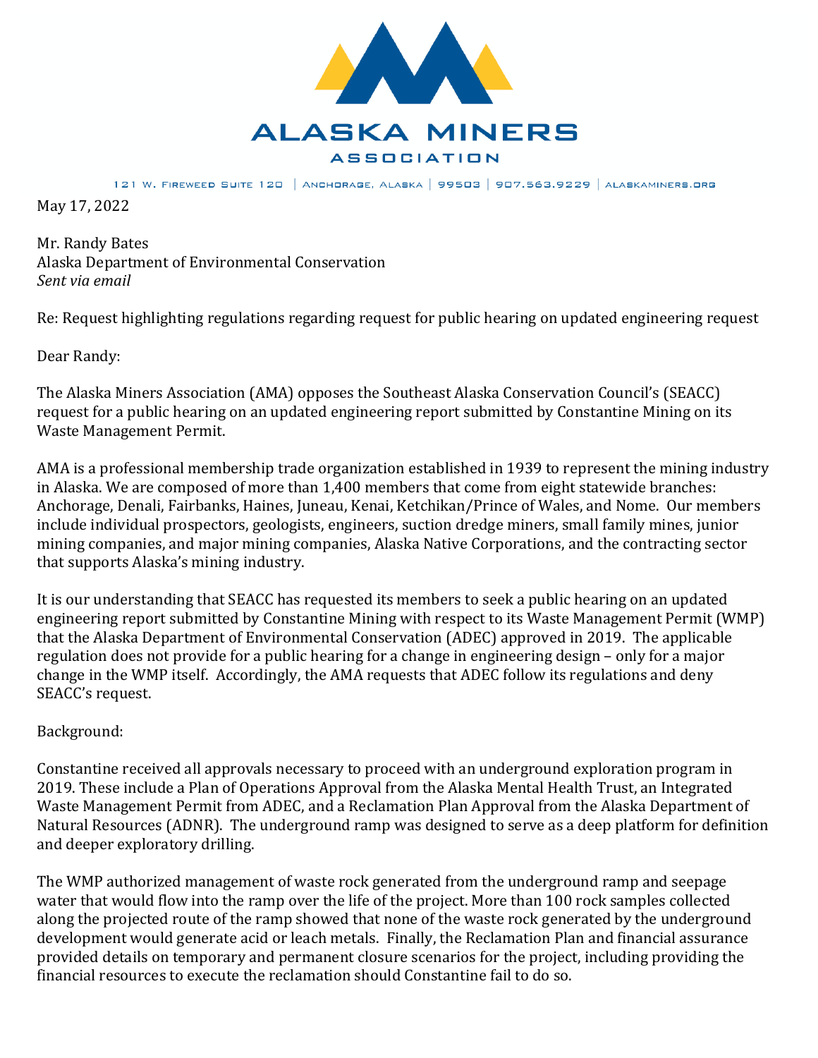# ALASKA MINERS ASSOCIATION

121 W. Fireweed Suite 120 | Anchorage, Alaska | 99503 | 907.563.9229 | alaskaminers.org

May 17, 2022

Mr. Randy Bates
Alaska Department of Environmental Conservation
*Sent via email*

Re: Request highlighting regulations regarding request for public hearing on updated engineering request

Dear Randy:

The Alaska Miners Association (AMA) opposes the Southeast Alaska Conservation Council's (SEACC) request for a public hearing on an updated engineering report submitted by Constantine Mining on its Waste Management Permit.

AMA is a professional membership trade organization established in 1939 to represent the mining industry in Alaska. We are composed of more than 1,400 members that come from eight statewide branches: Anchorage, Denali, Fairbanks, Haines, Juneau, Kenai, Ketchikan/Prince of Wales, and Nome. Our members include individual prospectors, geologists, engineers, suction dredge miners, small family mines, junior mining companies, and major mining companies, Alaska Native Corporations, and the contracting sector that supports Alaska's mining industry.

It is our understanding that SEACC has requested its members to seek a public hearing on an updated engineering report submitted by Constantine Mining with respect to its Waste Management Permit (WMP) that the Alaska Department of Environmental Conservation (ADEC) approved in 2019. The applicable regulation does not provide for a public hearing for a change in engineering design – only for a major change in the WMP itself. Accordingly, the AMA requests that ADEC follow its regulations and deny SEACC's request.

Background:

Constantine received all approvals necessary to proceed with an underground exploration program in 2019. These include a Plan of Operations Approval from the Alaska Mental Health Trust, an Integrated Waste Management Permit from ADEC, and a Reclamation Plan Approval from the Alaska Department of Natural Resources (ADNR). The underground ramp was designed to serve as a deep platform for definition and deeper exploratory drilling.

The WMP authorized management of waste rock generated from the underground ramp and seepage water that would flow into the ramp over the life of the project. More than 100 rock samples collected along the projected route of the ramp showed that none of the waste rock generated by the underground development would generate acid or leach metals. Finally, the Reclamation Plan and financial assurance provided details on temporary and permanent closure scenarios for the project, including providing the financial resources to execute the reclamation should Constantine fail to do so.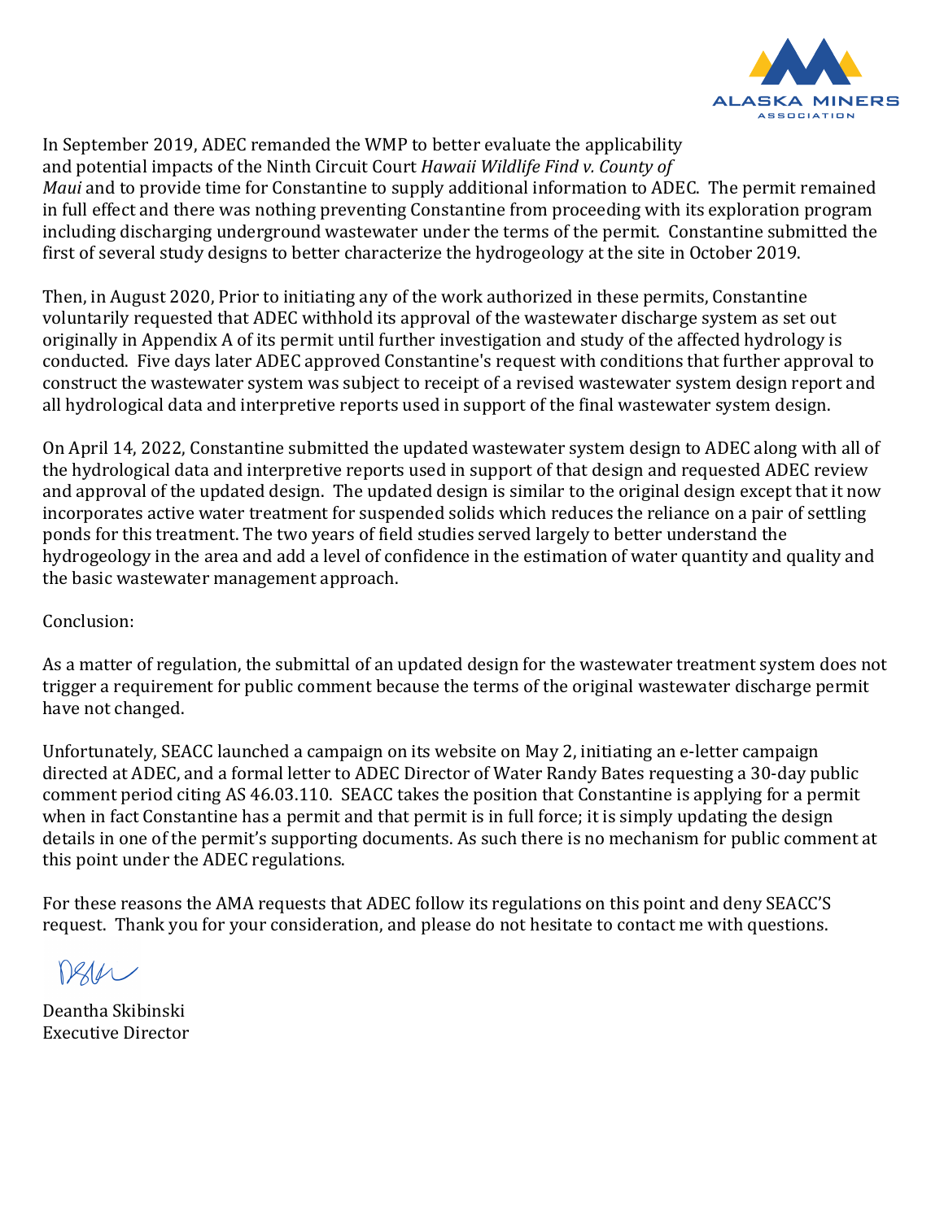In September 2019, ADEC remanded the WMP to better evaluate the applicability and potential impacts of the Ninth Circuit Court *Hawaii Wildlife Find v. County of Maui* and to provide time for Constantine to supply additional information to ADEC. The permit remained in full effect and there was nothing preventing Constantine from proceeding with its exploration program including discharging underground wastewater under the terms of the permit. Constantine submitted the first of several study designs to better characterize the hydrogeology at the site in October 2019.

Then, in August 2020, Prior to initiating any of the work authorized in these permits, Constantine voluntarily requested that ADEC withhold its approval of the wastewater discharge system as set out originally in Appendix A of its permit until further investigation and study of the affected hydrology is conducted. Five days later ADEC approved Constantine's request with conditions that further approval to construct the wastewater system was subject to receipt of a revised wastewater system design report and all hydrological data and interpretive reports used in support of the final wastewater system design.

On April 14, 2022, Constantine submitted the updated wastewater system design to ADEC along with all of the hydrological data and interpretive reports used in support of that design and requested ADEC review and approval of the updated design. The updated design is similar to the original design except that it now incorporates active water treatment for suspended solids which reduces the reliance on a pair of settling ponds for this treatment. The two years of field studies served largely to better understand the hydrogeology in the area and add a level of confidence in the estimation of water quantity and quality and the basic wastewater management approach.

Conclusion:

As a matter of regulation, the submittal of an updated design for the wastewater treatment system does not trigger a requirement for public comment because the terms of the original wastewater discharge permit have not changed.

Unfortunately, SEACC launched a campaign on its website on May 2, initiating an e-letter campaign directed at ADEC, and a formal letter to ADEC Director of Water Randy Bates requesting a 30-day public comment period citing AS 46.03.110. SEACC takes the position that Constantine is applying for a permit when in fact Constantine has a permit and that permit is in full force; it is simply updating the design details in one of the permit's supporting documents. As such there is no mechanism for public comment at this point under the ADEC regulations.

For these reasons the AMA requests that ADEC follow its regulations on this point and deny SEACC'S request. Thank you for your consideration, and please do not hesitate to contact me with questions.

Deantha Skibinski
Executive Director